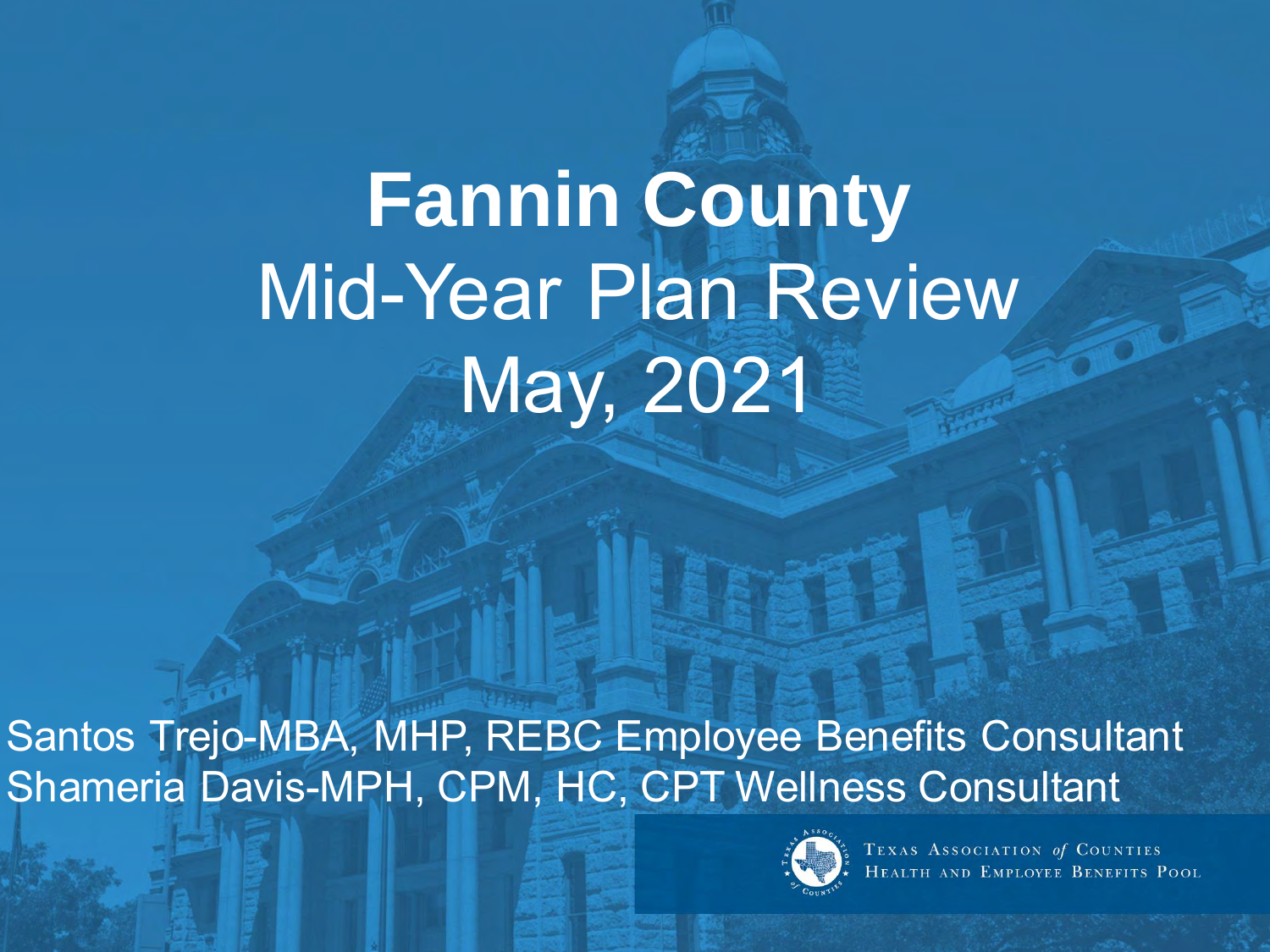# Fannin County

## Mid-Year Plan Review

## May, 2021

Santos Trejo-MBA, MHP, REBC Employee Benefits Consultant
Shameria Davis-MPH, CPM, HC, CPT Wellness Consultant

Texas Association *of* Counties
Health and Employee Benefits Pool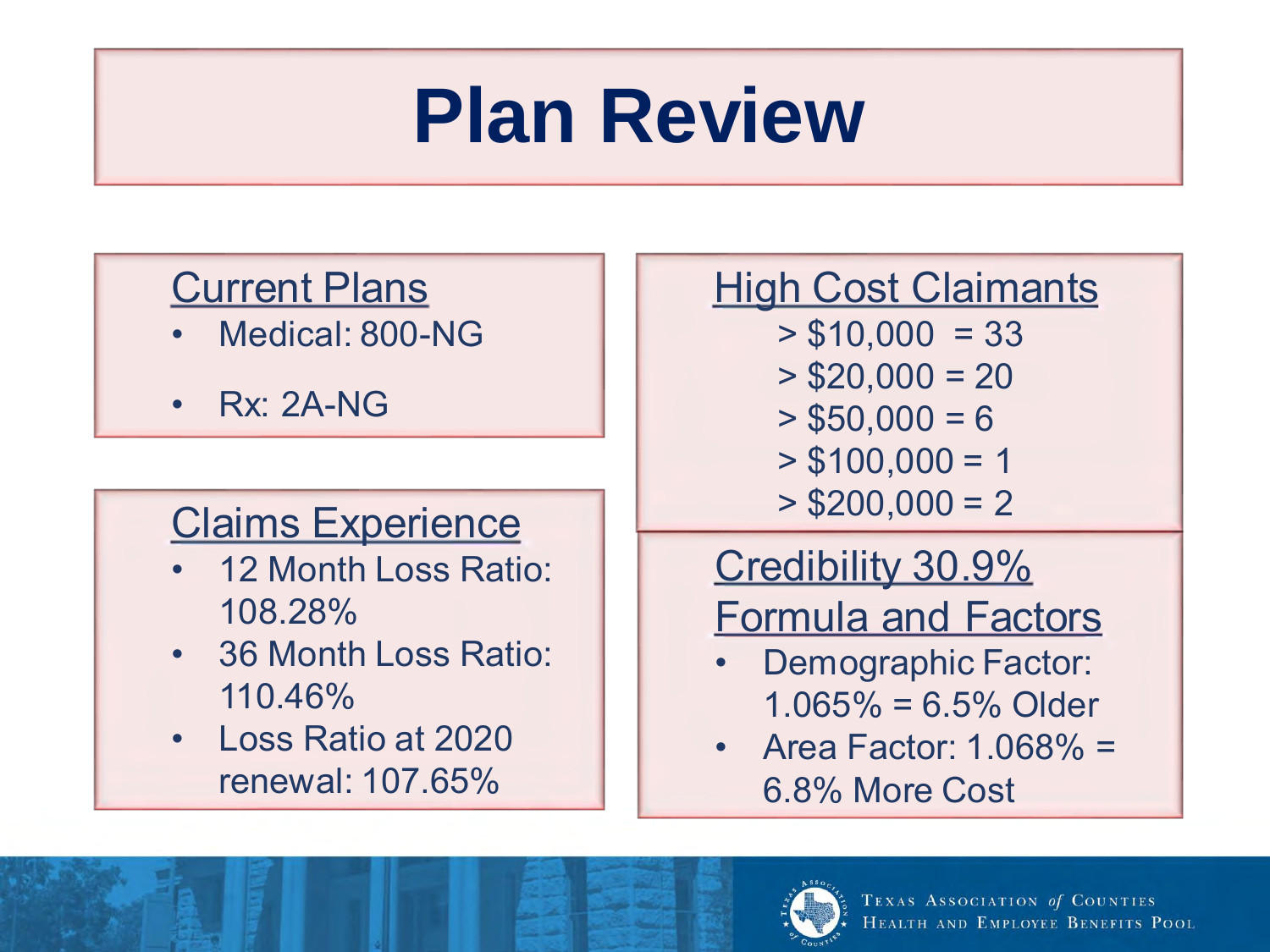# Plan Review

## Current Plans

- Medical: 800-NG
- Rx: 2A-NG

## Claims Experience

- 12 Month Loss Ratio: 108.28%
- 36 Month Loss Ratio: 110.46%
- Loss Ratio at 2020 renewal: 107.65%

## High Cost Claimants

> $10,000 = 33
> $20,000 = 20
> $50,000 = 6
> $100,000 = 1
> $200,000 = 2

## Credibility 30.9%

## Formula and Factors

- Demographic Factor: 1.065% = 6.5% Older
- Area Factor: 1.068% = 6.8% More Cost

Texas Association of Counties Health and Employee Benefits Pool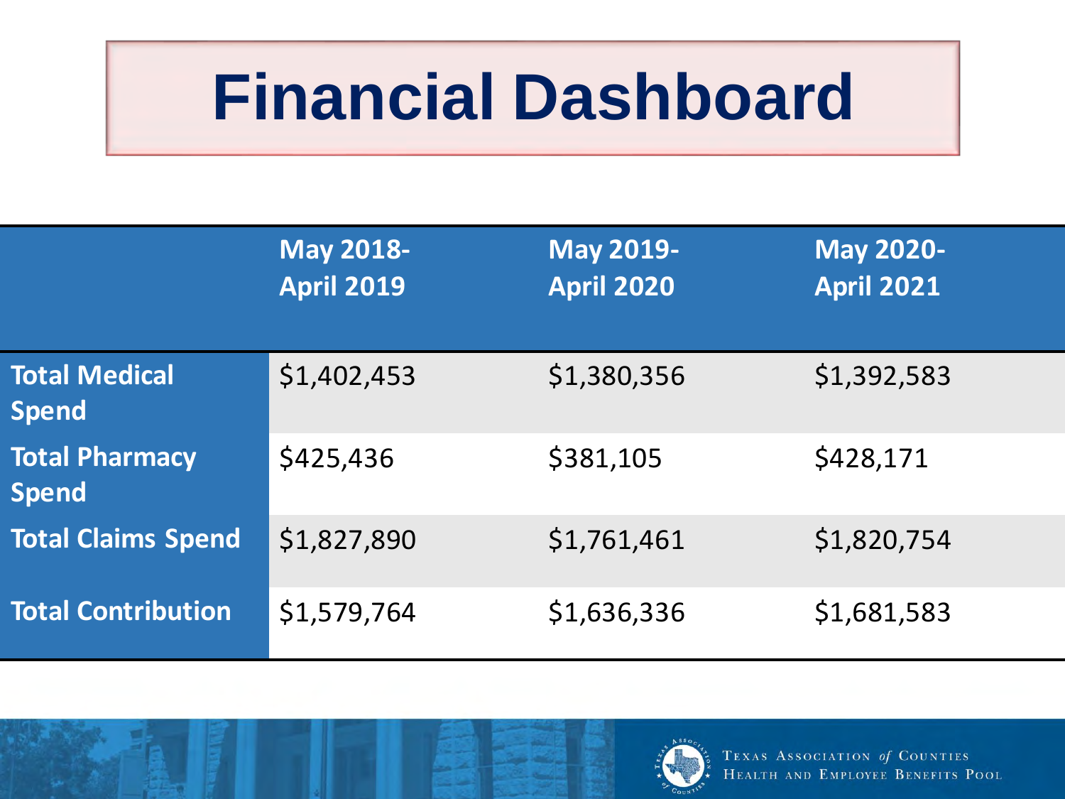# Financial Dashboard

| | May 2018-April 2019 | May 2019-April 2020 | May 2020-April 2021 |
|---|---|---|---|
| **Total Medical Spend** | $1,402,453 | $1,380,356 | $1,392,583 |
| **Total Pharmacy Spend** | $425,436 | $381,105 | $428,171 |
| **Total Claims Spend** | $1,827,890 | $1,761,461 | $1,820,754 |
| **Total Contribution** | $1,579,764 | $1,636,336 | $1,681,583 |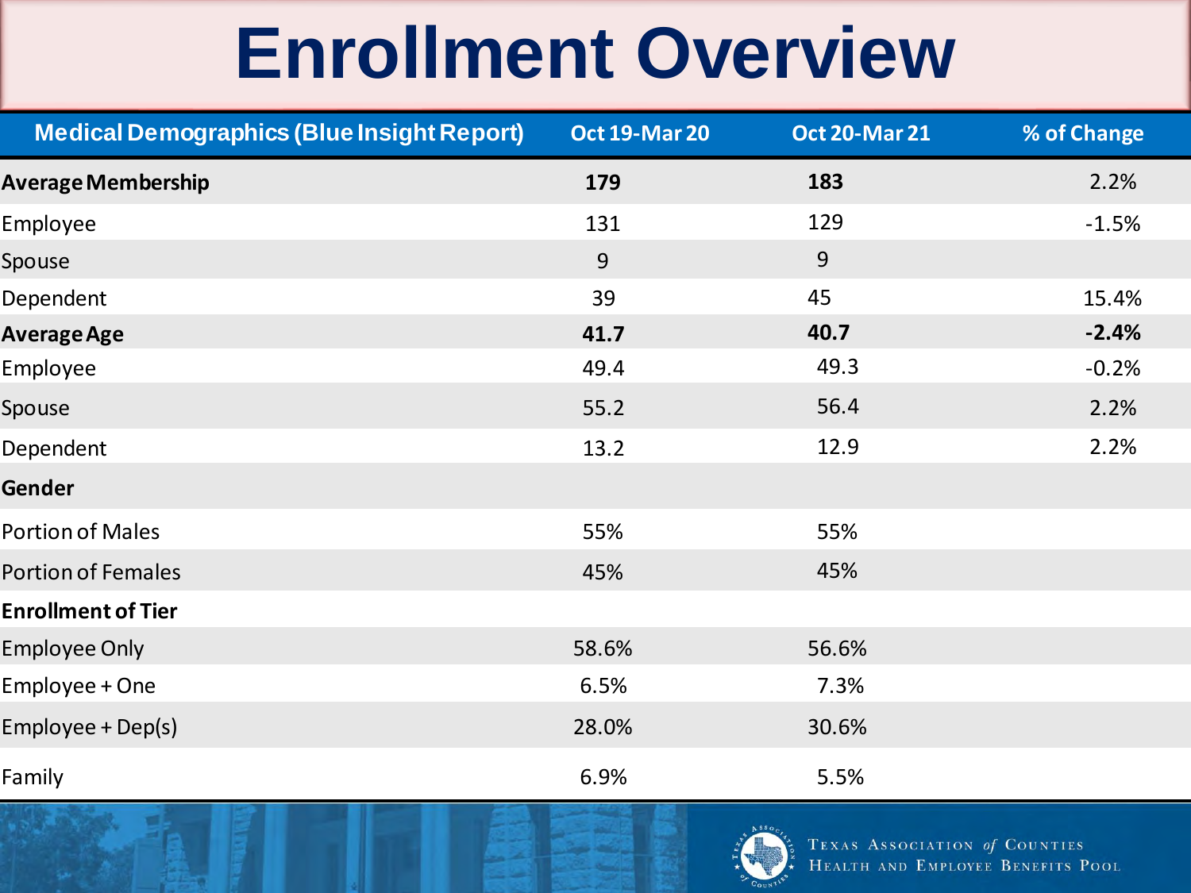# Enrollment Overview

| Medical Demographics (Blue Insight Report) | Oct 19-Mar 20 | Oct 20-Mar 21 | % of Change |
|---|---|---|---|
| **Average Membership** | **179** | **183** | 2.2% |
| Employee | 131 | 129 | -1.5% |
| Spouse | 9 | 9 | |
| Dependent | 39 | 45 | 15.4% |
| **Average Age** | **41.7** | **40.7** | **-2.4%** |
| Employee | 49.4 | 49.3 | -0.2% |
| Spouse | 55.2 | 56.4 | 2.2% |
| Dependent | 13.2 | 12.9 | 2.2% |
| **Gender** | | | |
| Portion of Males | 55% | 55% | |
| Portion of Females | 45% | 45% | |
| **Enrollment of Tier** | | | |
| Employee Only | 58.6% | 56.6% | |
| Employee + One | 6.5% | 7.3% | |
| Employee + Dep(s) | 28.0% | 30.6% | |
| Family | 6.9% | 5.5% | |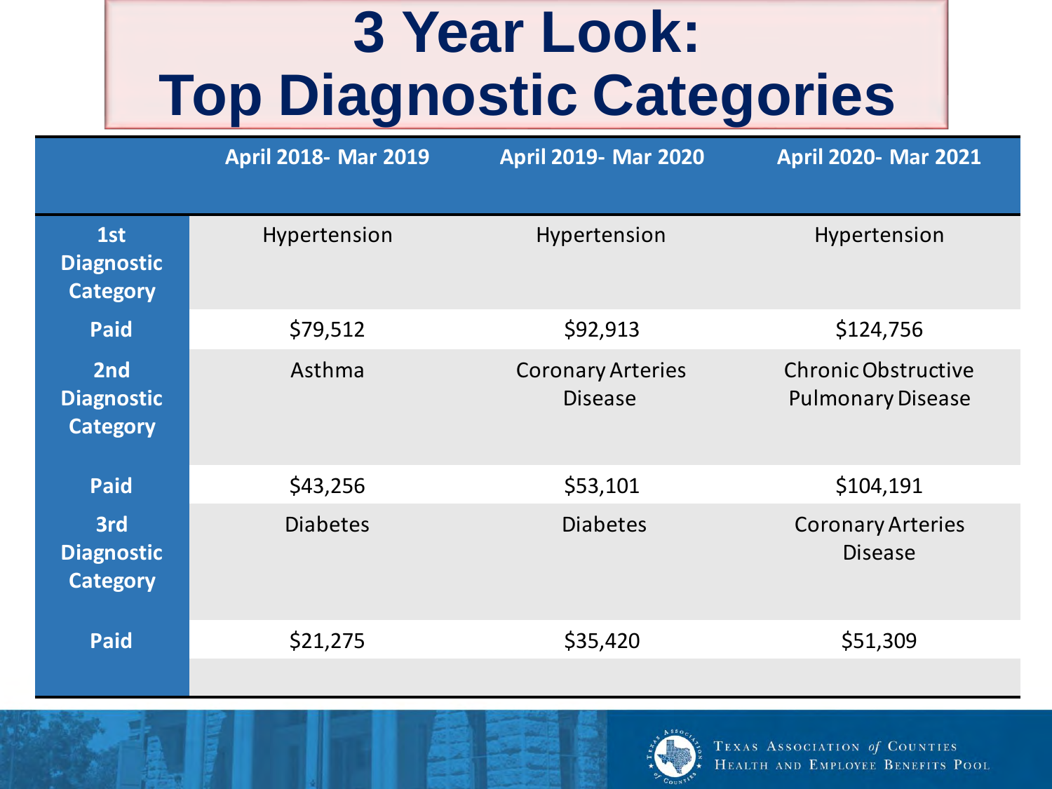# 3 Year Look: Top Diagnostic Categories

| | April 2018- Mar 2019 | April 2019- Mar 2020 | April 2020- Mar 2021 |
|---|---|---|---|
| **1st Diagnostic Category** | Hypertension | Hypertension | Hypertension |
| **Paid** | $79,512 | $92,913 | $124,756 |
| **2nd Diagnostic Category** | Asthma | Coronary Arteries Disease | Chronic Obstructive Pulmonary Disease |
| **Paid** | $43,256 | $53,101 | $104,191 |
| **3rd Diagnostic Category** | Diabetes | Diabetes | Coronary Arteries Disease |
| **Paid** | $21,275 | $35,420 | $51,309 |

Texas Association *of* Counties Health and Employee Benefits Pool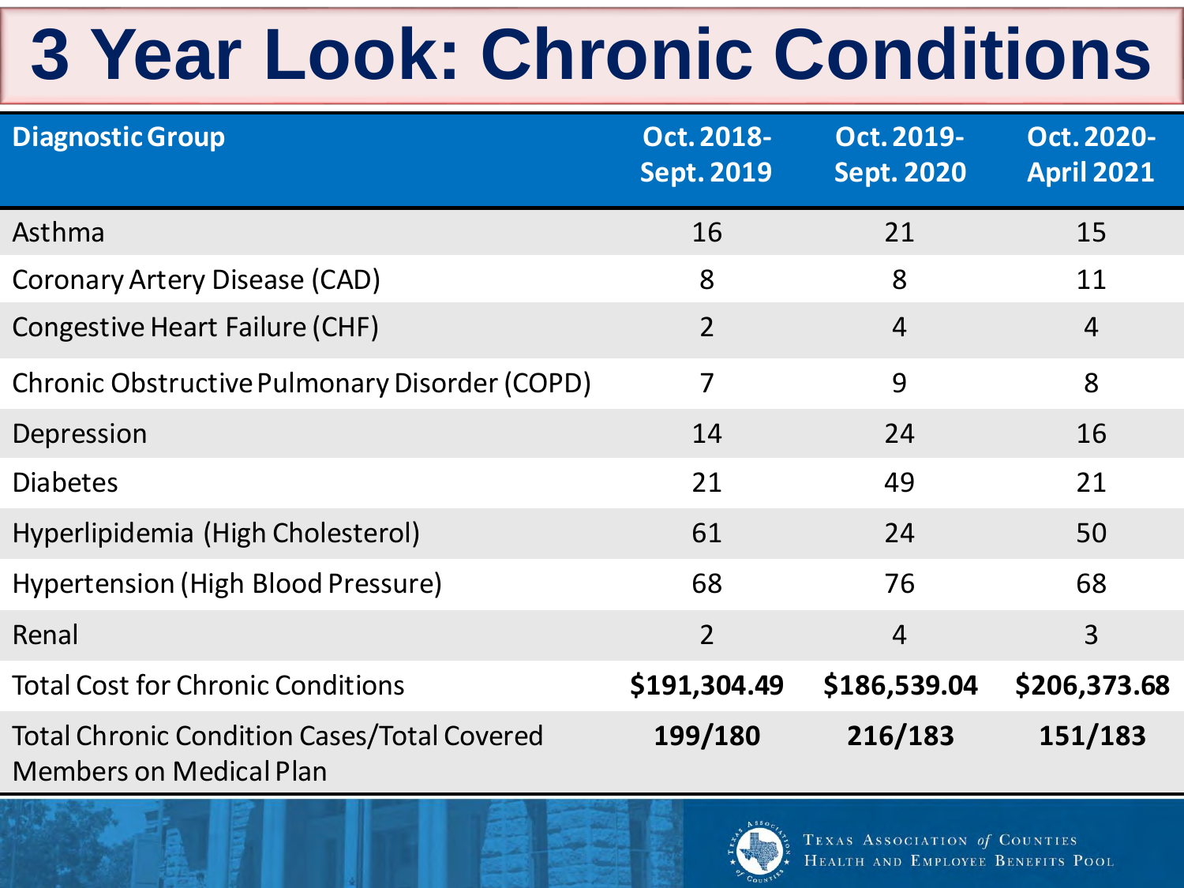# 3 Year Look: Chronic Conditions

| Diagnostic Group | Oct. 2018-Sept. 2019 | Oct. 2019-Sept. 2020 | Oct. 2020-April 2021 |
|---|---|---|---|
| Asthma | 16 | 21 | 15 |
| Coronary Artery Disease (CAD) | 8 | 8 | 11 |
| Congestive Heart Failure (CHF) | 2 | 4 | 4 |
| Chronic Obstructive Pulmonary Disorder (COPD) | 7 | 9 | 8 |
| Depression | 14 | 24 | 16 |
| Diabetes | 21 | 49 | 21 |
| Hyperlipidemia (High Cholesterol) | 61 | 24 | 50 |
| Hypertension (High Blood Pressure) | 68 | 76 | 68 |
| Renal | 2 | 4 | 3 |
| Total Cost for Chronic Conditions | **$191,304.49** | **$186,539.04** | **$206,373.68** |
| Total Chronic Condition Cases/Total Covered Members on Medical Plan | **199/180** | **216/183** | **151/183** |

Texas Association of Counties Health and Employee Benefits Pool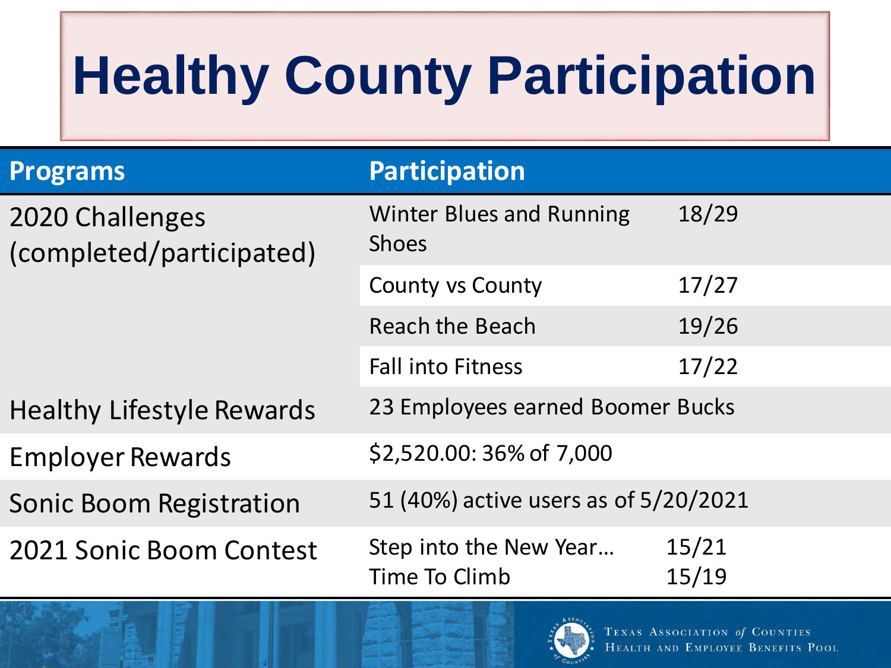# Healthy County Participation

| Programs | Participation | |
|---|---|---|
| 2020 Challenges (completed/participated) | Winter Blues and Running Shoes | 18/29 |
| | County vs County | 17/27 |
| | Reach the Beach | 19/26 |
| | Fall into Fitness | 17/22 |
| Healthy Lifestyle Rewards | 23 Employees earned Boomer Bucks | |
| Employer Rewards | $2,520.00: 36% of 7,000 | |
| Sonic Boom Registration | 51 (40%) active users as of 5/20/2021 | |
| 2021 Sonic Boom Contest | Step into the New Year…<br>Time To Climb | 15/21<br>15/19 |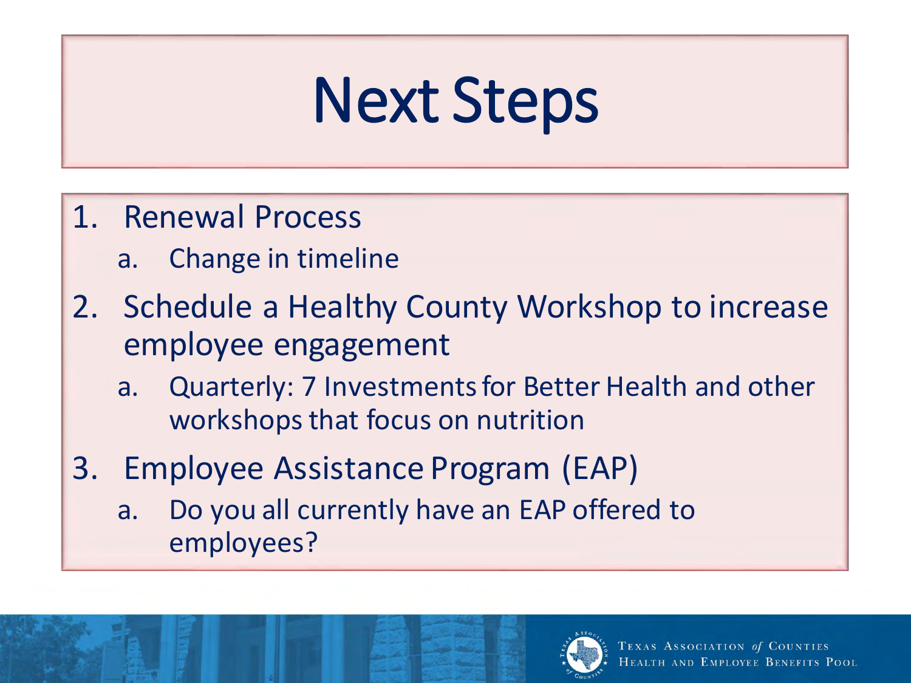# Next Steps

1. Renewal Process
   a. Change in timeline
2. Schedule a Healthy County Workshop to increase employee engagement
   a. Quarterly: 7 Investments for Better Health and other workshops that focus on nutrition
3. Employee Assistance Program (EAP)
   a. Do you all currently have an EAP offered to employees?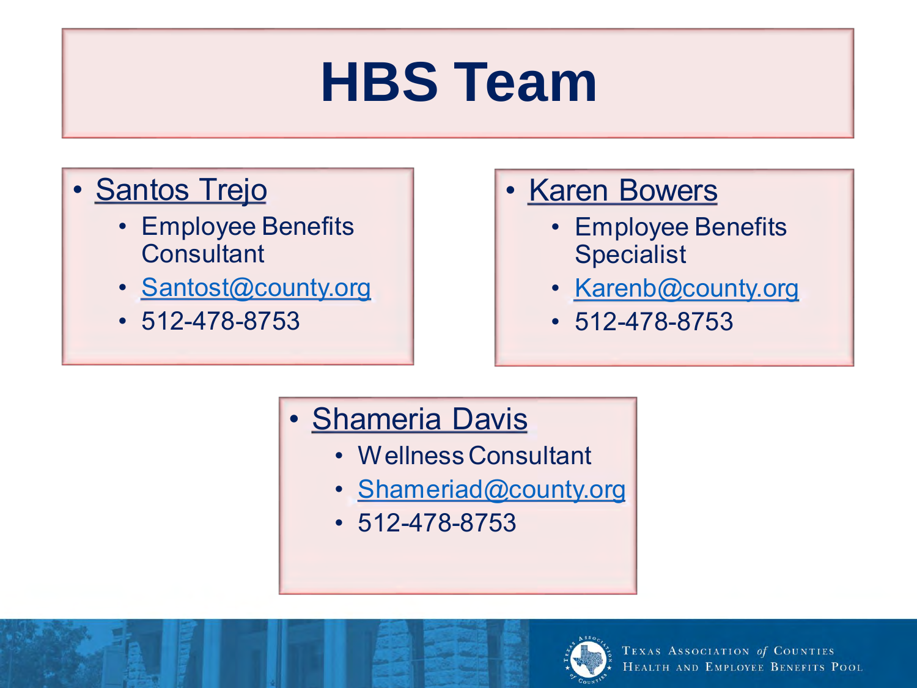# HBS Team

- Santos Trejo
  - Employee Benefits Consultant
  - Santost@county.org
  - 512-478-8753

- Karen Bowers
  - Employee Benefits Specialist
  - Karenb@county.org
  - 512-478-8753

- Shameria Davis
  - Wellness Consultant
  - Shameriad@county.org
  - 512-478-8753

Texas Association of Counties
Health and Employee Benefits Pool